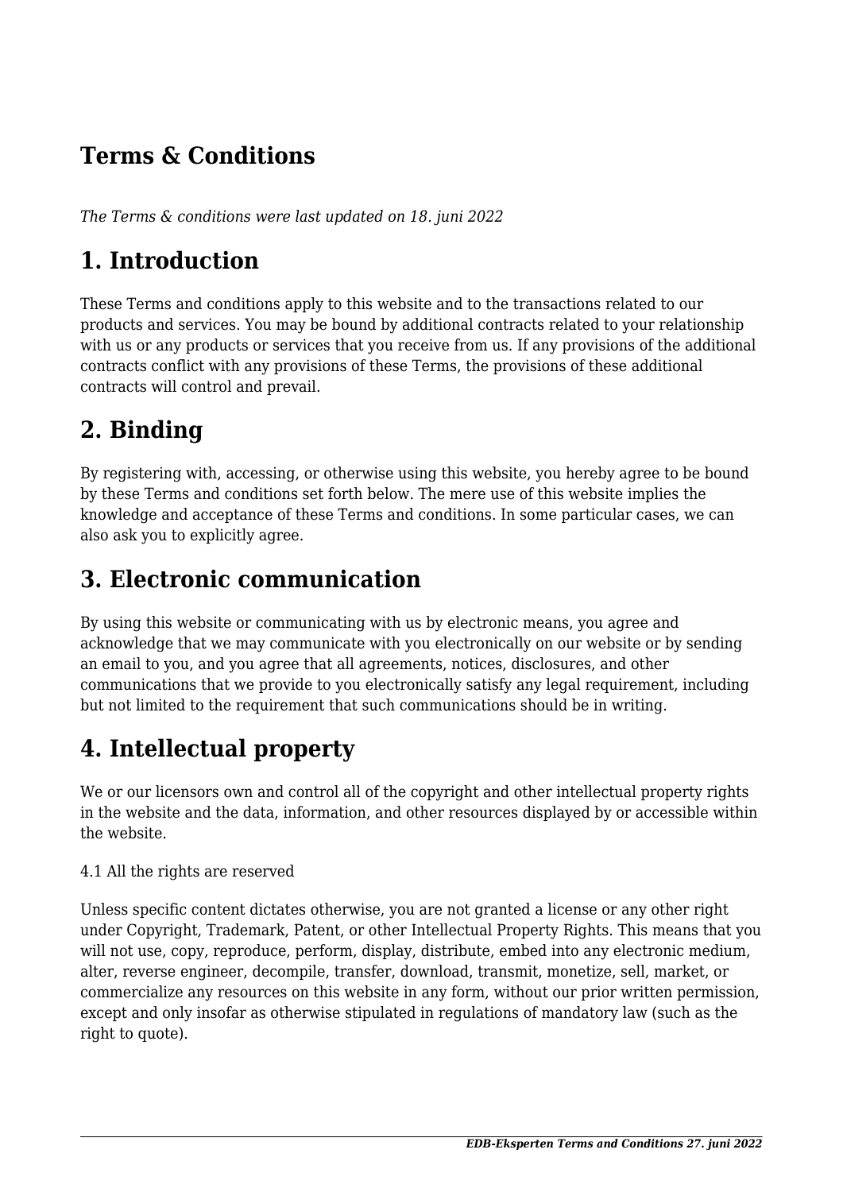# Terms & Conditions

*The Terms & conditions were last updated on 18. juni 2022*

## 1. Introduction

These Terms and conditions apply to this website and to the transactions related to our products and services. You may be bound by additional contracts related to your relationship with us or any products or services that you receive from us. If any provisions of the additional contracts conflict with any provisions of these Terms, the provisions of these additional contracts will control and prevail.

## 2. Binding

By registering with, accessing, or otherwise using this website, you hereby agree to be bound by these Terms and conditions set forth below. The mere use of this website implies the knowledge and acceptance of these Terms and conditions. In some particular cases, we can also ask you to explicitly agree.

## 3. Electronic communication

By using this website or communicating with us by electronic means, you agree and acknowledge that we may communicate with you electronically on our website or by sending an email to you, and you agree that all agreements, notices, disclosures, and other communications that we provide to you electronically satisfy any legal requirement, including but not limited to the requirement that such communications should be in writing.

## 4. Intellectual property

We or our licensors own and control all of the copyright and other intellectual property rights in the website and the data, information, and other resources displayed by or accessible within the website.

4.1 All the rights are reserved

Unless specific content dictates otherwise, you are not granted a license or any other right under Copyright, Trademark, Patent, or other Intellectual Property Rights. This means that you will not use, copy, reproduce, perform, display, distribute, embed into any electronic medium, alter, reverse engineer, decompile, transfer, download, transmit, monetize, sell, market, or commercialize any resources on this website in any form, without our prior written permission, except and only insofar as otherwise stipulated in regulations of mandatory law (such as the right to quote).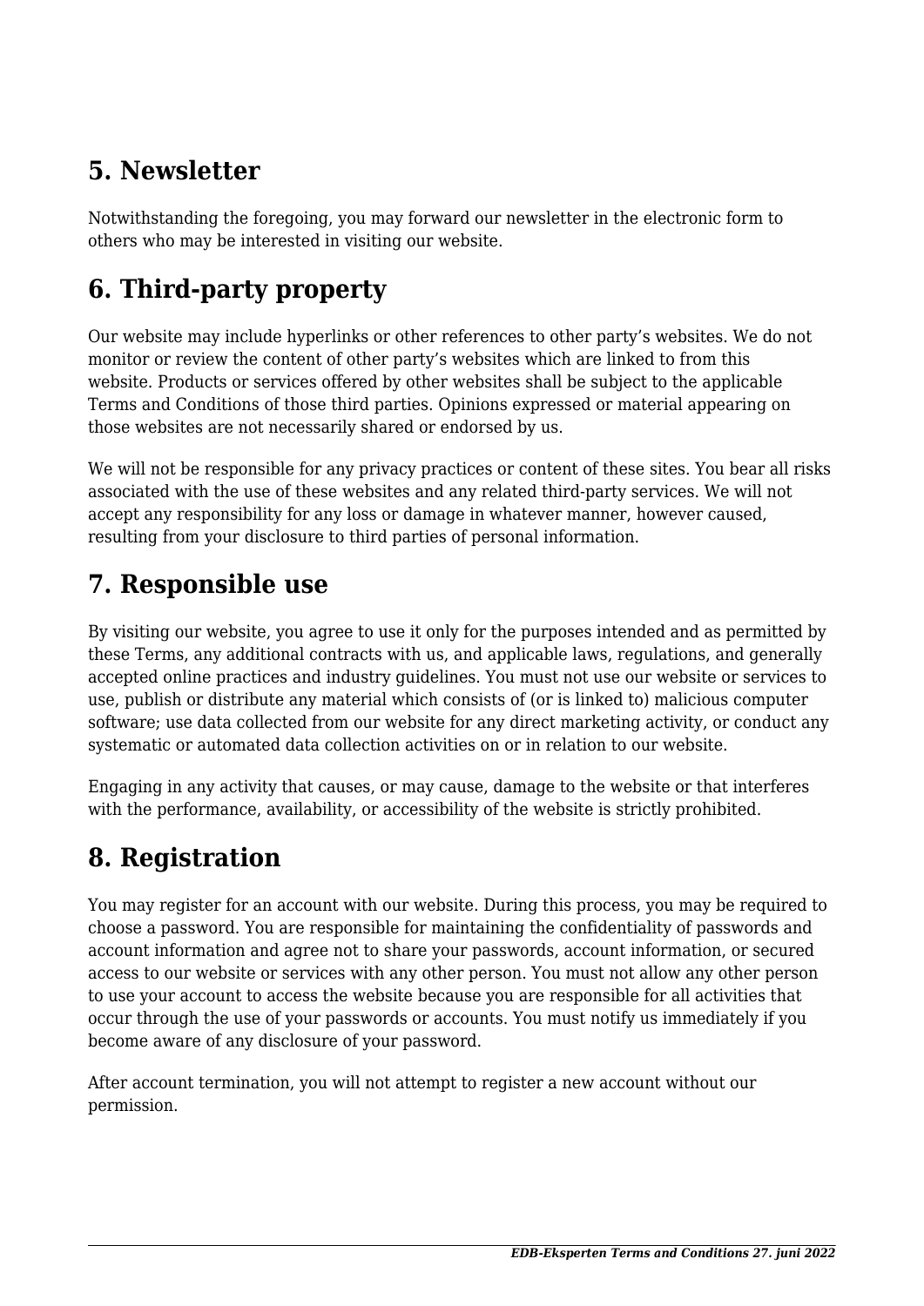## 5. Newsletter

Notwithstanding the foregoing, you may forward our newsletter in the electronic form to others who may be interested in visiting our website.

## 6. Third-party property

Our website may include hyperlinks or other references to other party's websites. We do not monitor or review the content of other party's websites which are linked to from this website. Products or services offered by other websites shall be subject to the applicable Terms and Conditions of those third parties. Opinions expressed or material appearing on those websites are not necessarily shared or endorsed by us.

We will not be responsible for any privacy practices or content of these sites. You bear all risks associated with the use of these websites and any related third-party services. We will not accept any responsibility for any loss or damage in whatever manner, however caused, resulting from your disclosure to third parties of personal information.

## 7. Responsible use

By visiting our website, you agree to use it only for the purposes intended and as permitted by these Terms, any additional contracts with us, and applicable laws, regulations, and generally accepted online practices and industry guidelines. You must not use our website or services to use, publish or distribute any material which consists of (or is linked to) malicious computer software; use data collected from our website for any direct marketing activity, or conduct any systematic or automated data collection activities on or in relation to our website.

Engaging in any activity that causes, or may cause, damage to the website or that interferes with the performance, availability, or accessibility of the website is strictly prohibited.

## 8. Registration

You may register for an account with our website. During this process, you may be required to choose a password. You are responsible for maintaining the confidentiality of passwords and account information and agree not to share your passwords, account information, or secured access to our website or services with any other person. You must not allow any other person to use your account to access the website because you are responsible for all activities that occur through the use of your passwords or accounts. You must notify us immediately if you become aware of any disclosure of your password.

After account termination, you will not attempt to register a new account without our permission.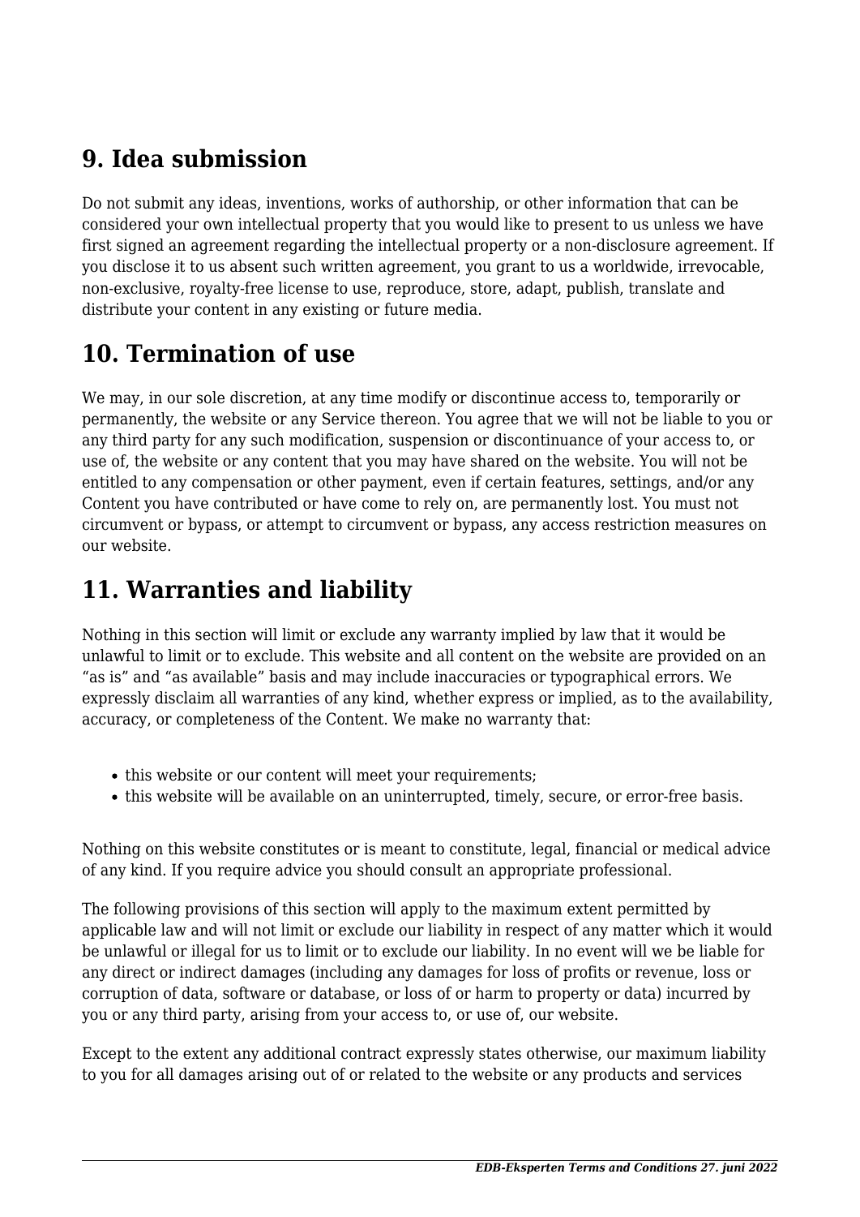## 9. Idea submission

Do not submit any ideas, inventions, works of authorship, or other information that can be considered your own intellectual property that you would like to present to us unless we have first signed an agreement regarding the intellectual property or a non-disclosure agreement. If you disclose it to us absent such written agreement, you grant to us a worldwide, irrevocable, non-exclusive, royalty-free license to use, reproduce, store, adapt, publish, translate and distribute your content in any existing or future media.

## 10. Termination of use

We may, in our sole discretion, at any time modify or discontinue access to, temporarily or permanently, the website or any Service thereon. You agree that we will not be liable to you or any third party for any such modification, suspension or discontinuance of your access to, or use of, the website or any content that you may have shared on the website. You will not be entitled to any compensation or other payment, even if certain features, settings, and/or any Content you have contributed or have come to rely on, are permanently lost. You must not circumvent or bypass, or attempt to circumvent or bypass, any access restriction measures on our website.

## 11. Warranties and liability

Nothing in this section will limit or exclude any warranty implied by law that it would be unlawful to limit or to exclude. This website and all content on the website are provided on an “as is” and “as available” basis and may include inaccuracies or typographical errors. We expressly disclaim all warranties of any kind, whether express or implied, as to the availability, accuracy, or completeness of the Content. We make no warranty that:

- this website or our content will meet your requirements;
- this website will be available on an uninterrupted, timely, secure, or error-free basis.

Nothing on this website constitutes or is meant to constitute, legal, financial or medical advice of any kind. If you require advice you should consult an appropriate professional.

The following provisions of this section will apply to the maximum extent permitted by applicable law and will not limit or exclude our liability in respect of any matter which it would be unlawful or illegal for us to limit or to exclude our liability. In no event will we be liable for any direct or indirect damages (including any damages for loss of profits or revenue, loss or corruption of data, software or database, or loss of or harm to property or data) incurred by you or any third party, arising from your access to, or use of, our website.

Except to the extent any additional contract expressly states otherwise, our maximum liability to you for all damages arising out of or related to the website or any products and services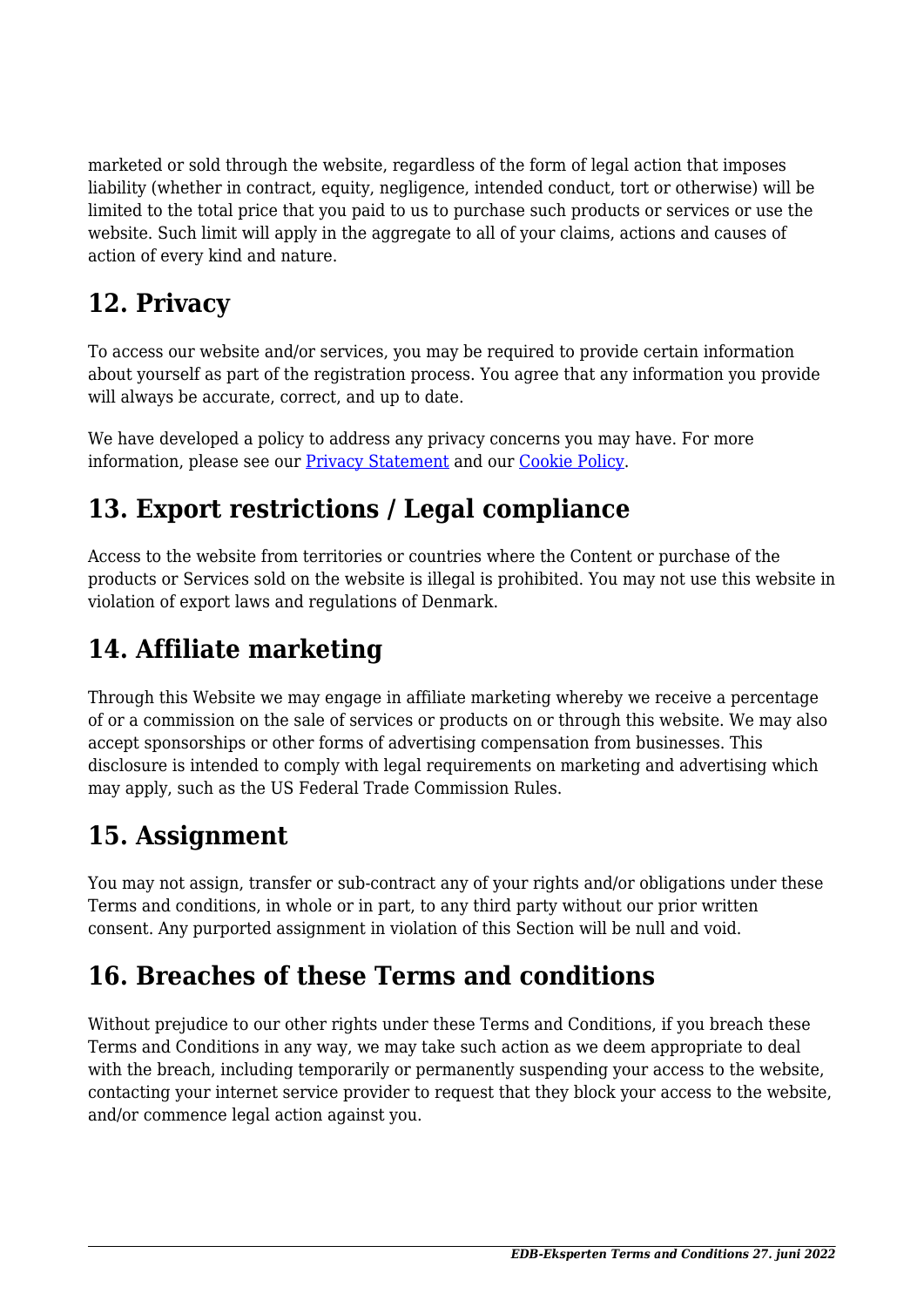marketed or sold through the website, regardless of the form of legal action that imposes liability (whether in contract, equity, negligence, intended conduct, tort or otherwise) will be limited to the total price that you paid to us to purchase such products or services or use the website. Such limit will apply in the aggregate to all of your claims, actions and causes of action of every kind and nature.

## 12. Privacy

To access our website and/or services, you may be required to provide certain information about yourself as part of the registration process. You agree that any information you provide will always be accurate, correct, and up to date.

We have developed a policy to address any privacy concerns you may have. For more information, please see our [Privacy Statement]() and our [Cookie Policy]().

## 13. Export restrictions / Legal compliance

Access to the website from territories or countries where the Content or purchase of the products or Services sold on the website is illegal is prohibited. You may not use this website in violation of export laws and regulations of Denmark.

## 14. Affiliate marketing

Through this Website we may engage in affiliate marketing whereby we receive a percentage of or a commission on the sale of services or products on or through this website. We may also accept sponsorships or other forms of advertising compensation from businesses. This disclosure is intended to comply with legal requirements on marketing and advertising which may apply, such as the US Federal Trade Commission Rules.

## 15. Assignment

You may not assign, transfer or sub-contract any of your rights and/or obligations under these Terms and conditions, in whole or in part, to any third party without our prior written consent. Any purported assignment in violation of this Section will be null and void.

## 16. Breaches of these Terms and conditions

Without prejudice to our other rights under these Terms and Conditions, if you breach these Terms and Conditions in any way, we may take such action as we deem appropriate to deal with the breach, including temporarily or permanently suspending your access to the website, contacting your internet service provider to request that they block your access to the website, and/or commence legal action against you.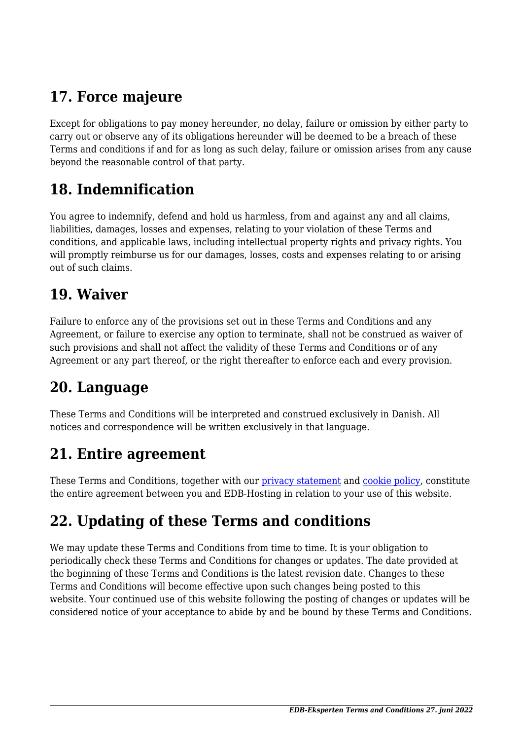## 17. Force majeure

Except for obligations to pay money hereunder, no delay, failure or omission by either party to carry out or observe any of its obligations hereunder will be deemed to be a breach of these Terms and conditions if and for as long as such delay, failure or omission arises from any cause beyond the reasonable control of that party.

## 18. Indemnification

You agree to indemnify, defend and hold us harmless, from and against any and all claims, liabilities, damages, losses and expenses, relating to your violation of these Terms and conditions, and applicable laws, including intellectual property rights and privacy rights. You will promptly reimburse us for our damages, losses, costs and expenses relating to or arising out of such claims.

## 19. Waiver

Failure to enforce any of the provisions set out in these Terms and Conditions and any Agreement, or failure to exercise any option to terminate, shall not be construed as waiver of such provisions and shall not affect the validity of these Terms and Conditions or of any Agreement or any part thereof, or the right thereafter to enforce each and every provision.

## 20. Language

These Terms and Conditions will be interpreted and construed exclusively in Danish. All notices and correspondence will be written exclusively in that language.

## 21. Entire agreement

These Terms and Conditions, together with our privacy statement and cookie policy, constitute the entire agreement between you and EDB-Hosting in relation to your use of this website.

## 22. Updating of these Terms and conditions

We may update these Terms and Conditions from time to time. It is your obligation to periodically check these Terms and Conditions for changes or updates. The date provided at the beginning of these Terms and Conditions is the latest revision date. Changes to these Terms and Conditions will become effective upon such changes being posted to this website. Your continued use of this website following the posting of changes or updates will be considered notice of your acceptance to abide by and be bound by these Terms and Conditions.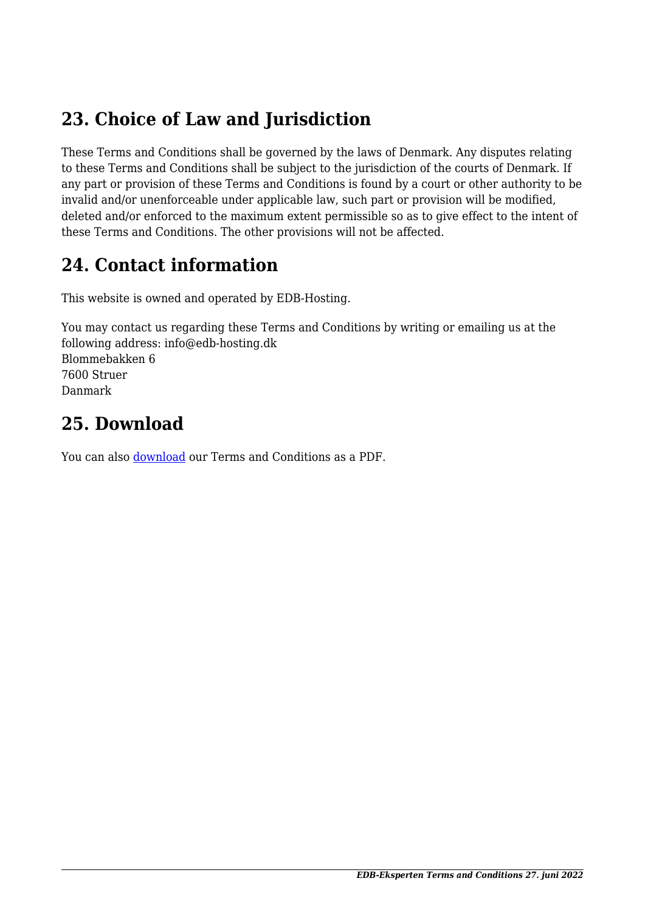## 23. Choice of Law and Jurisdiction

These Terms and Conditions shall be governed by the laws of Denmark. Any disputes relating to these Terms and Conditions shall be subject to the jurisdiction of the courts of Denmark. If any part or provision of these Terms and Conditions is found by a court or other authority to be invalid and/or unenforceable under applicable law, such part or provision will be modified, deleted and/or enforced to the maximum extent permissible so as to give effect to the intent of these Terms and Conditions. The other provisions will not be affected.

## 24. Contact information

This website is owned and operated by EDB-Hosting.

You may contact us regarding these Terms and Conditions by writing or emailing us at the following address: info@edb-hosting.dk
Blommebakken 6
7600 Struer
Danmark

## 25. Download

You can also download our Terms and Conditions as a PDF.